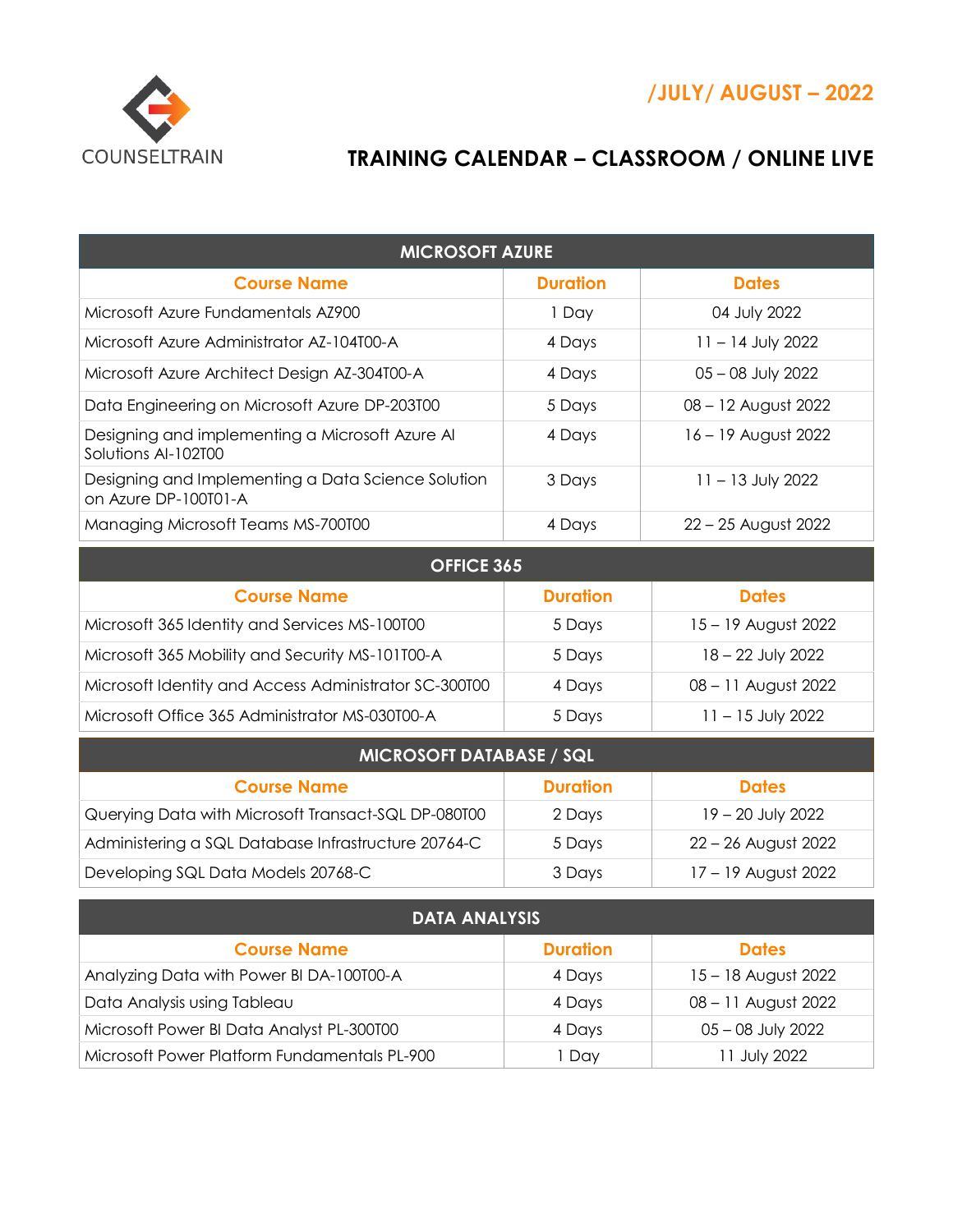COUNSELTRAIN

/JULY/ AUGUST – 2022

# TRAINING CALENDAR – CLASSROOM / ONLINE LIVE

| MICROSOFT AZURE | | |
|---|---|---|
| **Course Name** | **Duration** | **Dates** |
| Microsoft Azure Fundamentals AZ900 | 1 Day | 04 July 2022 |
| Microsoft Azure Administrator AZ-104T00-A | 4 Days | 11 – 14 July 2022 |
| Microsoft Azure Architect Design AZ-304T00-A | 4 Days | 05 – 08 July 2022 |
| Data Engineering on Microsoft Azure DP-203T00 | 5 Days | 08 – 12 August 2022 |
| Designing and implementing a Microsoft Azure AI Solutions AI-102T00 | 4 Days | 16 – 19 August 2022 |
| Designing and Implementing a Data Science Solution on Azure DP-100T01-A | 3 Days | 11 – 13 July 2022 |
| Managing Microsoft Teams MS-700T00 | 4 Days | 22 – 25 August 2022 |

| OFFICE 365 | | |
|---|---|---|
| **Course Name** | **Duration** | **Dates** |
| Microsoft 365 Identity and Services MS-100T00 | 5 Days | 15 – 19 August 2022 |
| Microsoft 365 Mobility and Security MS-101T00-A | 5 Days | 18 – 22 July 2022 |
| Microsoft Identity and Access Administrator SC-300T00 | 4 Days | 08 – 11 August 2022 |
| Microsoft Office 365 Administrator MS-030T00-A | 5 Days | 11 – 15 July 2022 |

| MICROSOFT DATABASE / SQL | | |
|---|---|---|
| **Course Name** | **Duration** | **Dates** |
| Querying Data with Microsoft Transact-SQL DP-080T00 | 2 Days | 19 – 20 July 2022 |
| Administering a SQL Database Infrastructure 20764-C | 5 Days | 22 – 26 August 2022 |
| Developing SQL Data Models 20768-C | 3 Days | 17 – 19 August 2022 |

| DATA ANALYSIS | | |
|---|---|---|
| **Course Name** | **Duration** | **Dates** |
| Analyzing Data with Power BI DA-100T00-A | 4 Days | 15 – 18 August 2022 |
| Data Analysis using Tableau | 4 Days | 08 – 11 August 2022 |
| Microsoft Power BI Data Analyst PL-300T00 | 4 Days | 05 – 08 July 2022 |
| Microsoft Power Platform Fundamentals PL-900 | 1 Day | 11 July 2022 |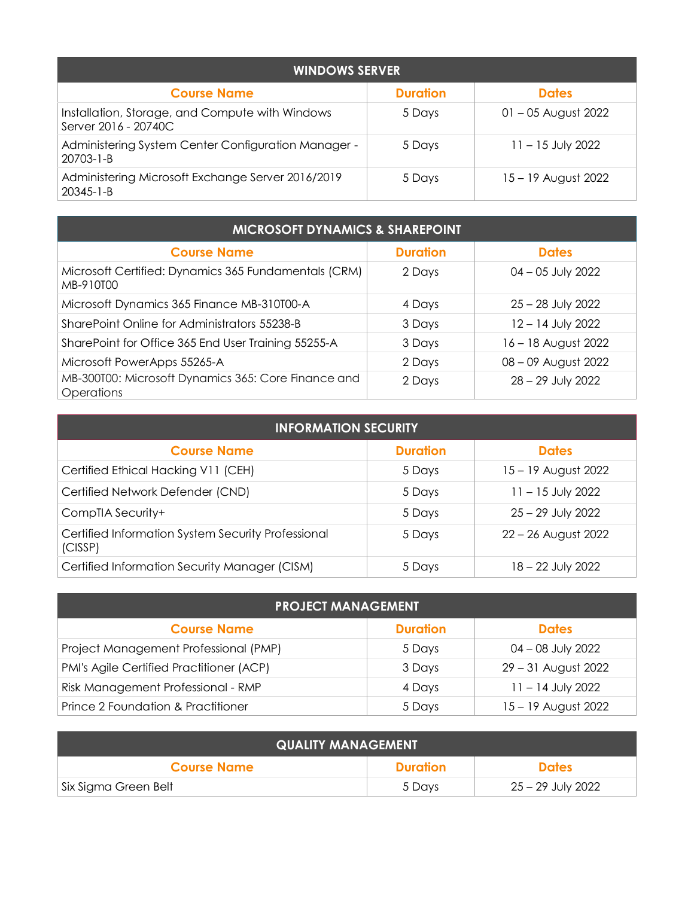## WINDOWS SERVER

| Course Name | Duration | Dates |
| --- | --- | --- |
| Installation, Storage, and Compute with Windows Server 2016 - 20740C | 5 Days | 01 – 05 August 2022 |
| Administering System Center Configuration Manager - 20703-1-B | 5 Days | 11 – 15 July 2022 |
| Administering Microsoft Exchange Server 2016/2019 20345-1-B | 5 Days | 15 – 19 August 2022 |

## MICROSOFT DYNAMICS & SHAREPOINT

| Course Name | Duration | Dates |
| --- | --- | --- |
| Microsoft Certified: Dynamics 365 Fundamentals (CRM) MB-910T00 | 2 Days | 04 – 05 July 2022 |
| Microsoft Dynamics 365 Finance MB-310T00-A | 4 Days | 25 – 28 July 2022 |
| SharePoint Online for Administrators 55238-B | 3 Days | 12 – 14 July 2022 |
| SharePoint for Office 365 End User Training 55255-A | 3 Days | 16 – 18 August 2022 |
| Microsoft PowerApps 55265-A | 2 Days | 08 – 09 August 2022 |
| MB-300T00: Microsoft Dynamics 365: Core Finance and Operations | 2 Days | 28 – 29 July 2022 |

## INFORMATION SECURITY

| Course Name | Duration | Dates |
| --- | --- | --- |
| Certified Ethical Hacking V11 (CEH) | 5 Days | 15 – 19 August 2022 |
| Certified Network Defender (CND) | 5 Days | 11 – 15 July 2022 |
| CompTIA Security+ | 5 Days | 25 – 29 July 2022 |
| Certified Information System Security Professional (CISSP) | 5 Days | 22 – 26 August 2022 |
| Certified Information Security Manager (CISM) | 5 Days | 18 – 22 July 2022 |

## PROJECT MANAGEMENT

| Course Name | Duration | Dates |
| --- | --- | --- |
| Project Management Professional (PMP) | 5 Days | 04 – 08 July 2022 |
| PMI's Agile Certified Practitioner (ACP) | 3 Days | 29 – 31 August 2022 |
| Risk Management Professional - RMP | 4 Days | 11 – 14 July 2022 |
| Prince 2 Foundation & Practitioner | 5 Days | 15 – 19 August 2022 |

## QUALITY MANAGEMENT

| Course Name | Duration | Dates |
| --- | --- | --- |
| Six Sigma Green Belt | 5 Days | 25 – 29 July 2022 |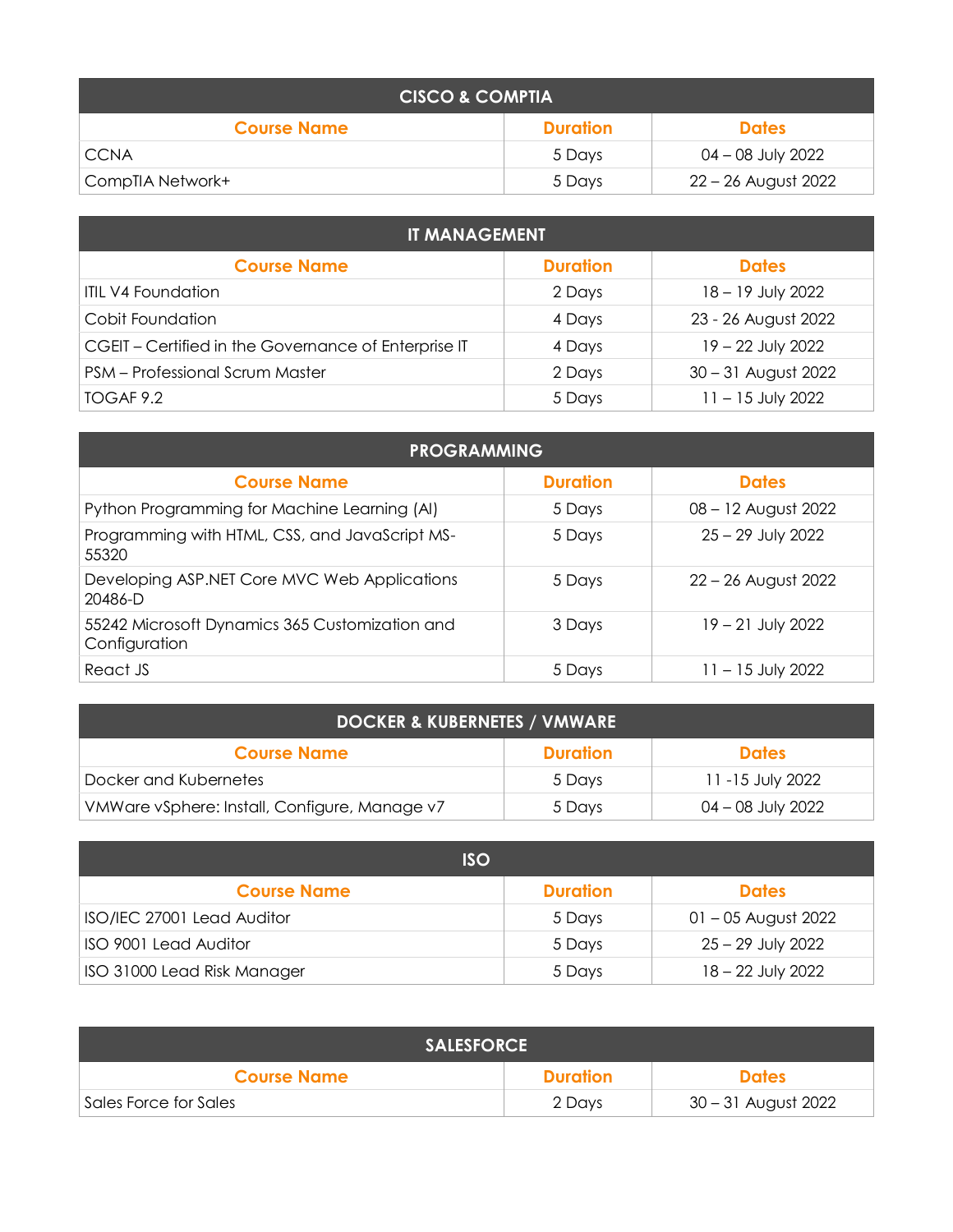| CISCO & COMPTIA | | |
|---|---|---|
| **Course Name** | **Duration** | **Dates** |
| CCNA | 5 Days | 04 – 08 July 2022 |
| CompTIA Network+ | 5 Days | 22 – 26 August 2022 |

| IT MANAGEMENT | | |
|---|---|---|
| **Course Name** | **Duration** | **Dates** |
| ITIL V4 Foundation | 2 Days | 18 – 19 July 2022 |
| Cobit Foundation | 4 Days | 23 - 26 August 2022 |
| CGEIT – Certified in the Governance of Enterprise IT | 4 Days | 19 – 22 July 2022 |
| PSM – Professional Scrum Master | 2 Days | 30 – 31 August 2022 |
| TOGAF 9.2 | 5 Days | 11 – 15 July 2022 |

| PROGRAMMING | | |
|---|---|---|
| **Course Name** | **Duration** | **Dates** |
| Python Programming for Machine Learning (AI) | 5 Days | 08 – 12 August 2022 |
| Programming with HTML, CSS, and JavaScript MS-55320 | 5 Days | 25 – 29 July 2022 |
| Developing ASP.NET Core MVC Web Applications 20486-D | 5 Days | 22 – 26 August 2022 |
| 55242 Microsoft Dynamics 365 Customization and Configuration | 3 Days | 19 – 21 July 2022 |
| React JS | 5 Days | 11 – 15 July 2022 |

| DOCKER & KUBERNETES / VMWARE | | |
|---|---|---|
| **Course Name** | **Duration** | **Dates** |
| Docker and Kubernetes | 5 Days | 11 -15 July 2022 |
| VMWare vSphere: Install, Configure, Manage v7 | 5 Days | 04 – 08 July 2022 |

| ISO | | |
|---|---|---|
| **Course Name** | **Duration** | **Dates** |
| ISO/IEC 27001 Lead Auditor | 5 Days | 01 – 05 August 2022 |
| ISO 9001 Lead Auditor | 5 Days | 25 – 29 July 2022 |
| ISO 31000 Lead Risk Manager | 5 Days | 18 – 22 July 2022 |

| SALESFORCE | | |
|---|---|---|
| **Course Name** | **Duration** | **Dates** |
| Sales Force for Sales | 2 Days | 30 – 31 August 2022 |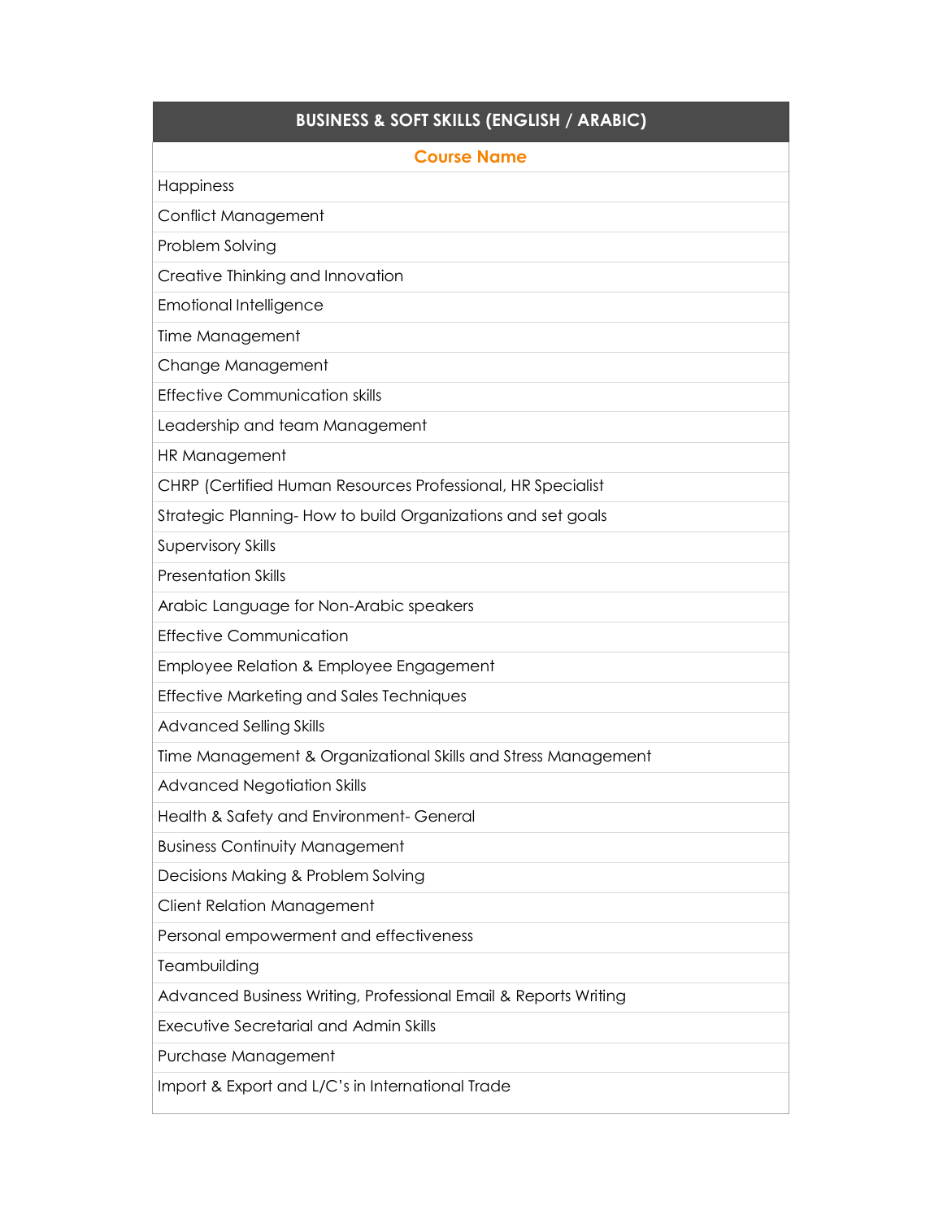| BUSINESS & SOFT SKILLS (ENGLISH / ARABIC) |
| --- |
| **Course Name** |
| Happiness |
| Conflict Management |
| Problem Solving |
| Creative Thinking and Innovation |
| Emotional Intelligence |
| Time Management |
| Change Management |
| Effective Communication skills |
| Leadership and team Management |
| HR Management |
| CHRP (Certified Human Resources Professional, HR Specialist |
| Strategic Planning- How to build Organizations and set goals |
| Supervisory Skills |
| Presentation Skills |
| Arabic Language for Non-Arabic speakers |
| Effective Communication |
| Employee Relation & Employee Engagement |
| Effective Marketing and Sales Techniques |
| Advanced Selling Skills |
| Time Management & Organizational Skills and Stress Management |
| Advanced Negotiation Skills |
| Health & Safety and Environment- General |
| Business Continuity Management |
| Decisions Making & Problem Solving |
| Client Relation Management |
| Personal empowerment and effectiveness |
| Teambuilding |
| Advanced Business Writing, Professional Email & Reports Writing |
| Executive Secretarial and Admin Skills |
| Purchase Management |
| Import & Export and L/C's in International Trade |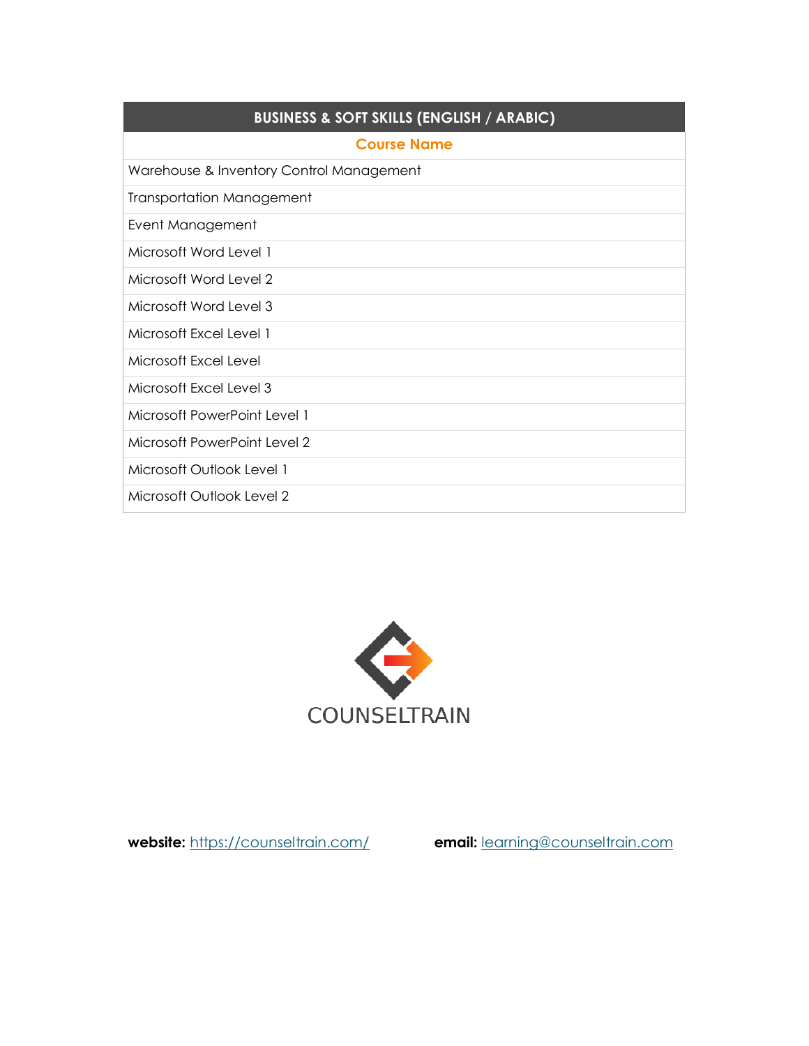| BUSINESS & SOFT SKILLS (ENGLISH / ARABIC) |
| --- |
| **Course Name** |
| Warehouse & Inventory Control Management |
| Transportation Management |
| Event Management |
| Microsoft Word Level 1 |
| Microsoft Word Level 2 |
| Microsoft Word Level 3 |
| Microsoft Excel Level 1 |
| Microsoft Excel Level |
| Microsoft Excel Level 3 |
| Microsoft PowerPoint Level 1 |
| Microsoft PowerPoint Level 2 |
| Microsoft Outlook Level 1 |
| Microsoft Outlook Level 2 |

COUNSELTRAIN

**website:** https://counseltrain.com/ **email:** learning@counseltrain.com